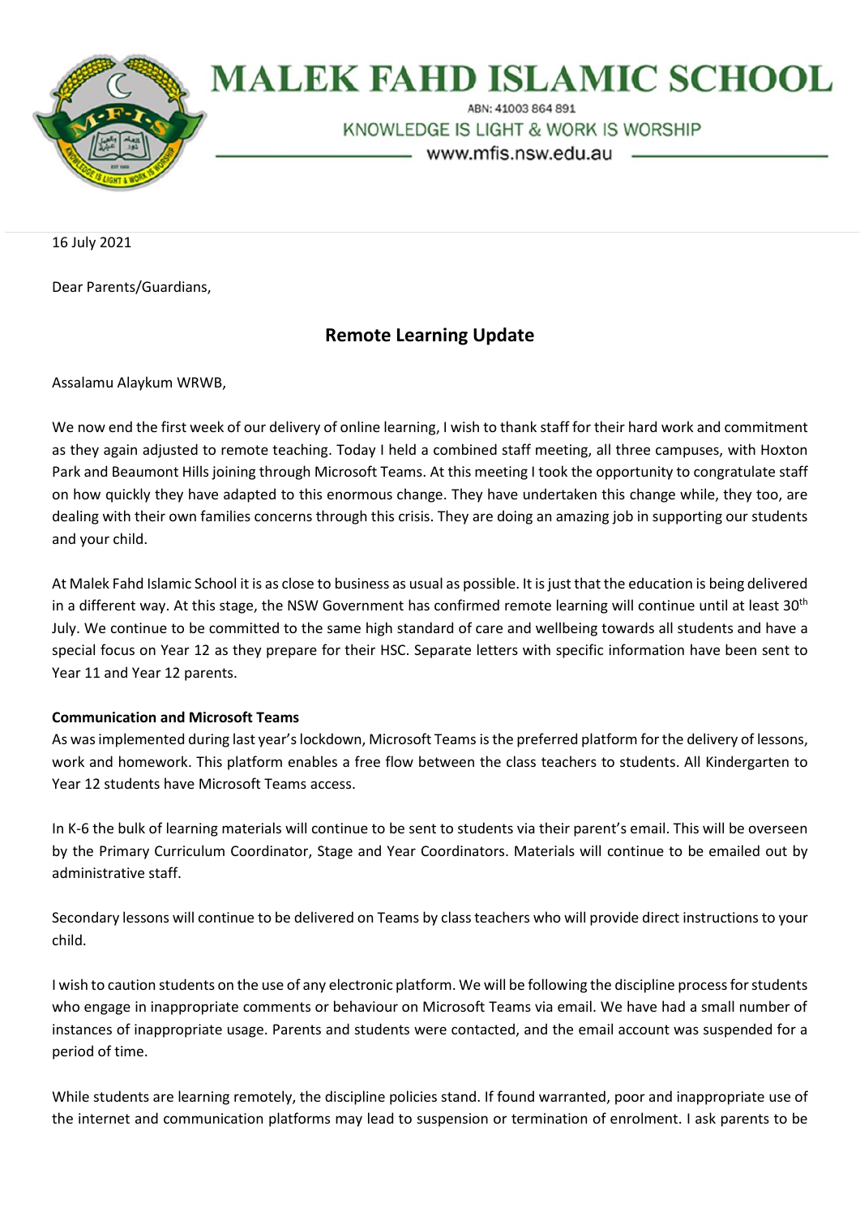# MALEK FAHD ISLAMIC SCHOOL

ABN: 41003 864 891

KNOWLEDGE IS LIGHT & WORK IS WORSHIP

www.mfis.nsw.edu.au

16 July 2021

Dear Parents/Guardians,

## Remote Learning Update

Assalamu Alaykum WRWB,

We now end the first week of our delivery of online learning, I wish to thank staff for their hard work and commitment as they again adjusted to remote teaching. Today I held a combined staff meeting, all three campuses, with Hoxton Park and Beaumont Hills joining through Microsoft Teams. At this meeting I took the opportunity to congratulate staff on how quickly they have adapted to this enormous change. They have undertaken this change while, they too, are dealing with their own families concerns through this crisis. They are doing an amazing job in supporting our students and your child.

At Malek Fahd Islamic School it is as close to business as usual as possible. It is just that the education is being delivered in a different way. At this stage, the NSW Government has confirmed remote learning will continue until at least 30th July. We continue to be committed to the same high standard of care and wellbeing towards all students and have a special focus on Year 12 as they prepare for their HSC. Separate letters with specific information have been sent to Year 11 and Year 12 parents.

**Communication and Microsoft Teams**

As was implemented during last year's lockdown, Microsoft Teams is the preferred platform for the delivery of lessons, work and homework. This platform enables a free flow between the class teachers to students. All Kindergarten to Year 12 students have Microsoft Teams access.

In K-6 the bulk of learning materials will continue to be sent to students via their parent's email. This will be overseen by the Primary Curriculum Coordinator, Stage and Year Coordinators. Materials will continue to be emailed out by administrative staff.

Secondary lessons will continue to be delivered on Teams by class teachers who will provide direct instructions to your child.

I wish to caution students on the use of any electronic platform. We will be following the discipline process for students who engage in inappropriate comments or behaviour on Microsoft Teams via email. We have had a small number of instances of inappropriate usage. Parents and students were contacted, and the email account was suspended for a period of time.

While students are learning remotely, the discipline policies stand. If found warranted, poor and inappropriate use of the internet and communication platforms may lead to suspension or termination of enrolment. I ask parents to be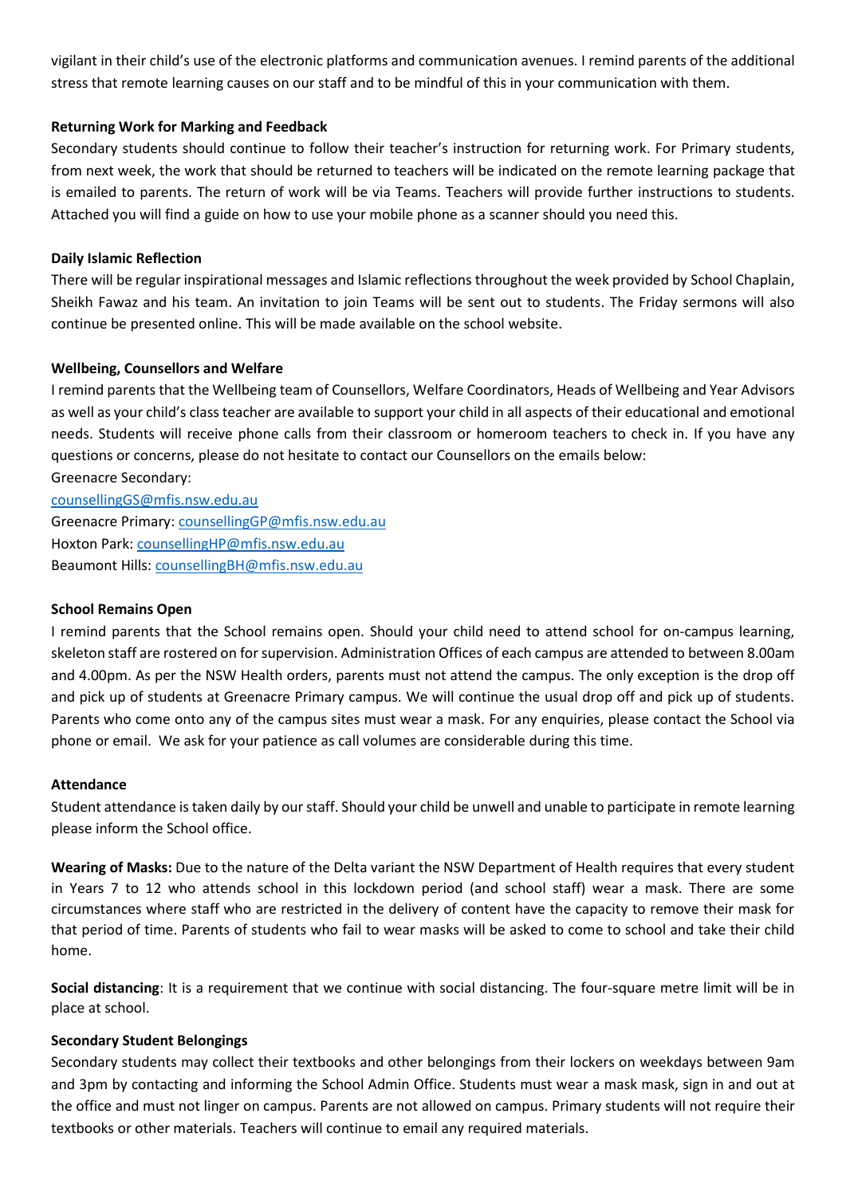vigilant in their child's use of the electronic platforms and communication avenues. I remind parents of the additional stress that remote learning causes on our staff and to be mindful of this in your communication with them.

**Returning Work for Marking and Feedback**

Secondary students should continue to follow their teacher's instruction for returning work. For Primary students, from next week, the work that should be returned to teachers will be indicated on the remote learning package that is emailed to parents. The return of work will be via Teams. Teachers will provide further instructions to students. Attached you will find a guide on how to use your mobile phone as a scanner should you need this.

**Daily Islamic Reflection**

There will be regular inspirational messages and Islamic reflections throughout the week provided by School Chaplain, Sheikh Fawaz and his team. An invitation to join Teams will be sent out to students. The Friday sermons will also continue be presented online. This will be made available on the school website.

**Wellbeing, Counsellors and Welfare**

I remind parents that the Wellbeing team of Counsellors, Welfare Coordinators, Heads of Wellbeing and Year Advisors as well as your child's class teacher are available to support your child in all aspects of their educational and emotional needs. Students will receive phone calls from their classroom or homeroom teachers to check in. If you have any questions or concerns, please do not hesitate to contact our Counsellors on the emails below:

Greenacre Secondary:
counsellingGS@mfis.nsw.edu.au
Greenacre Primary: counsellingGP@mfis.nsw.edu.au
Hoxton Park: counsellingHP@mfis.nsw.edu.au
Beaumont Hills: counsellingBH@mfis.nsw.edu.au

**School Remains Open**

I remind parents that the School remains open. Should your child need to attend school for on-campus learning, skeleton staff are rostered on for supervision. Administration Offices of each campus are attended to between 8.00am and 4.00pm. As per the NSW Health orders, parents must not attend the campus. The only exception is the drop off and pick up of students at Greenacre Primary campus. We will continue the usual drop off and pick up of students. Parents who come onto any of the campus sites must wear a mask. For any enquiries, please contact the School via phone or email. We ask for your patience as call volumes are considerable during this time.

**Attendance**

Student attendance is taken daily by our staff. Should your child be unwell and unable to participate in remote learning please inform the School office.

**Wearing of Masks:** Due to the nature of the Delta variant the NSW Department of Health requires that every student in Years 7 to 12 who attends school in this lockdown period (and school staff) wear a mask. There are some circumstances where staff who are restricted in the delivery of content have the capacity to remove their mask for that period of time. Parents of students who fail to wear masks will be asked to come to school and take their child home.

**Social distancing**: It is a requirement that we continue with social distancing. The four-square metre limit will be in place at school.

**Secondary Student Belongings**

Secondary students may collect their textbooks and other belongings from their lockers on weekdays between 9am and 3pm by contacting and informing the School Admin Office. Students must wear a mask mask, sign in and out at the office and must not linger on campus. Parents are not allowed on campus. Primary students will not require their textbooks or other materials. Teachers will continue to email any required materials.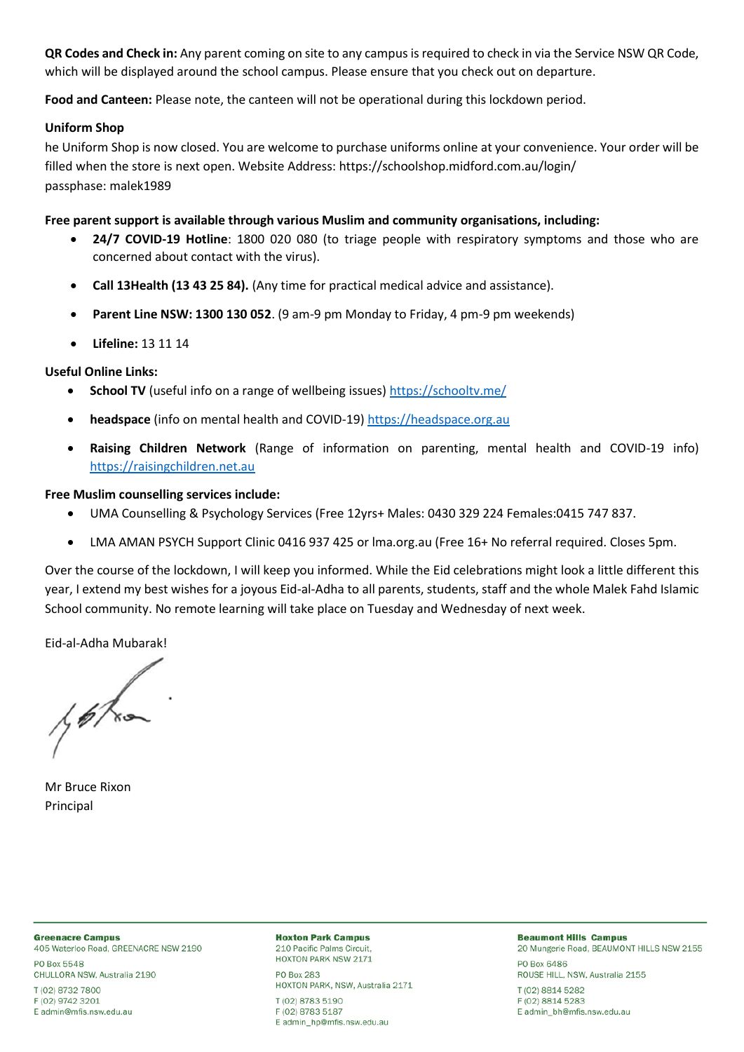**QR Codes and Check in:** Any parent coming on site to any campus is required to check in via the Service NSW QR Code, which will be displayed around the school campus. Please ensure that you check out on departure.

**Food and Canteen:** Please note, the canteen will not be operational during this lockdown period.

**Uniform Shop**

he Uniform Shop is now closed. You are welcome to purchase uniforms online at your convenience. Your order will be filled when the store is next open. Website Address: https://schoolshop.midford.com.au/login/
passphase: malek1989

**Free parent support is available through various Muslim and community organisations, including:**

- **24/7 COVID-19 Hotline**: 1800 020 080 (to triage people with respiratory symptoms and those who are concerned about contact with the virus).
- **Call 13Health (13 43 25 84).** (Any time for practical medical advice and assistance).
- **Parent Line NSW: 1300 130 052**. (9 am-9 pm Monday to Friday, 4 pm-9 pm weekends)
- **Lifeline:** 13 11 14

**Useful Online Links:**

- **School TV** (useful info on a range of wellbeing issues) https://schooltv.me/
- **headspace** (info on mental health and COVID-19) https://headspace.org.au
- **Raising Children Network** (Range of information on parenting, mental health and COVID-19 info) https://raisingchildren.net.au

**Free Muslim counselling services include:**

- UMA Counselling & Psychology Services (Free 12yrs+ Males: 0430 329 224 Females:0415 747 837.
- LMA AMAN PSYCH Support Clinic 0416 937 425 or lma.org.au (Free 16+ No referral required. Closes 5pm.

Over the course of the lockdown, I will keep you informed. While the Eid celebrations might look a little different this year, I extend my best wishes for a joyous Eid-al-Adha to all parents, students, staff and the whole Malek Fahd Islamic School community. No remote learning will take place on Tuesday and Wednesday of next week.

Eid-al-Adha Mubarak!

Mr Bruce Rixon
Principal

**Greenacre Campus**
405 Waterloo Road, GREENACRE NSW 2190
PO Box 5548
CHULLORA NSW, Australia 2190
T (02) 8732 7800
F (02) 9742 3201
E admin@mfis.nsw.edu.au

**Hoxton Park Campus**
210 Pacific Palms Circuit,
HOXTON PARK NSW 2171
PO Box 283
HOXTON PARK, NSW, Australia 2171
T (02) 8783 5190
F (02) 8783 5187
E admin_hp@mfis.nsw.edu.au

**Beaumont Hills Campus**
20 Mungerie Road, BEAUMONT HILLS NSW 2155
PO Box 6486
ROUSE HILL, NSW, Australia 2155
T (02) 8814 5282
F (02) 8814 5283
E admin_bh@mfis.nsw.edu.au